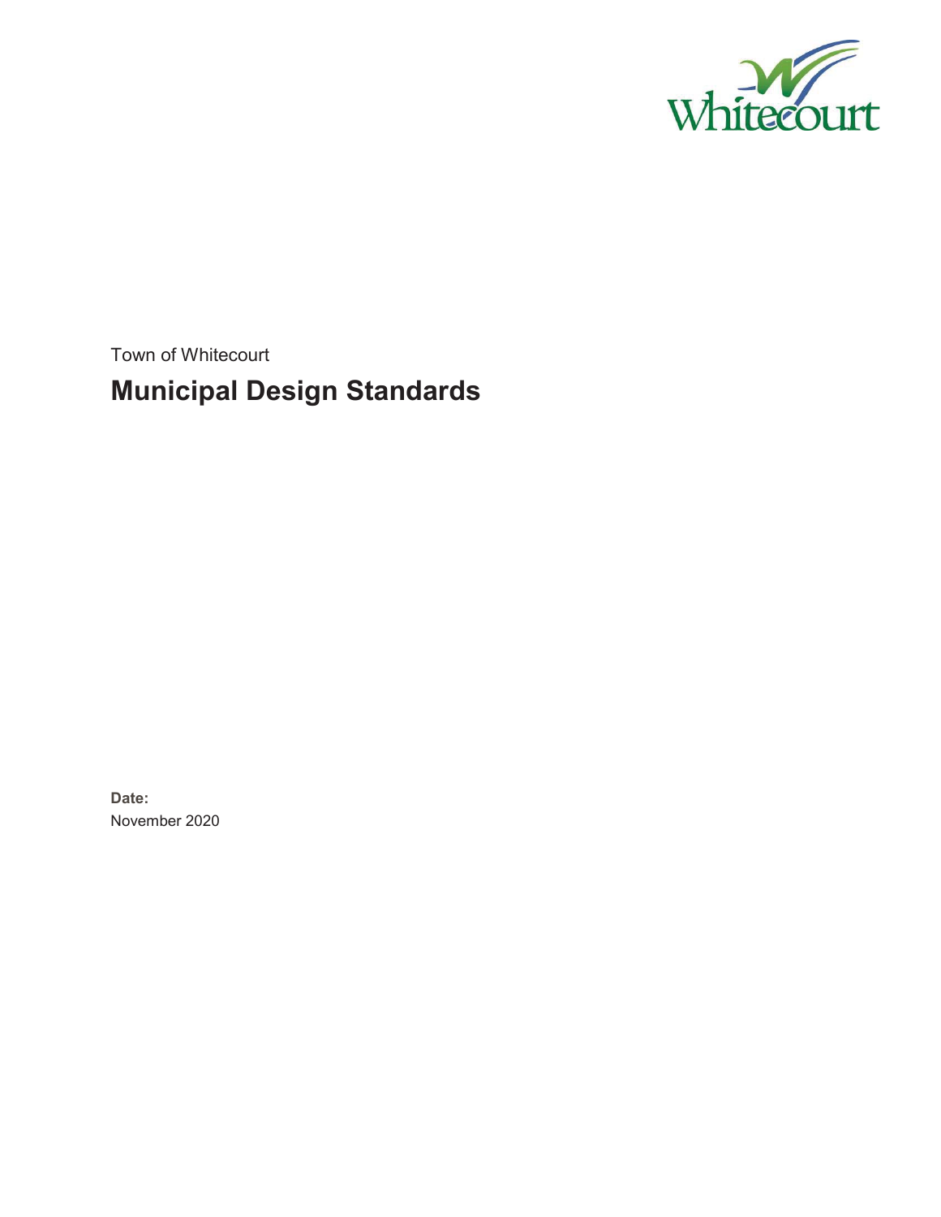Town of Whitecourt

# Municipal Design Standards

**Date:**
November 2020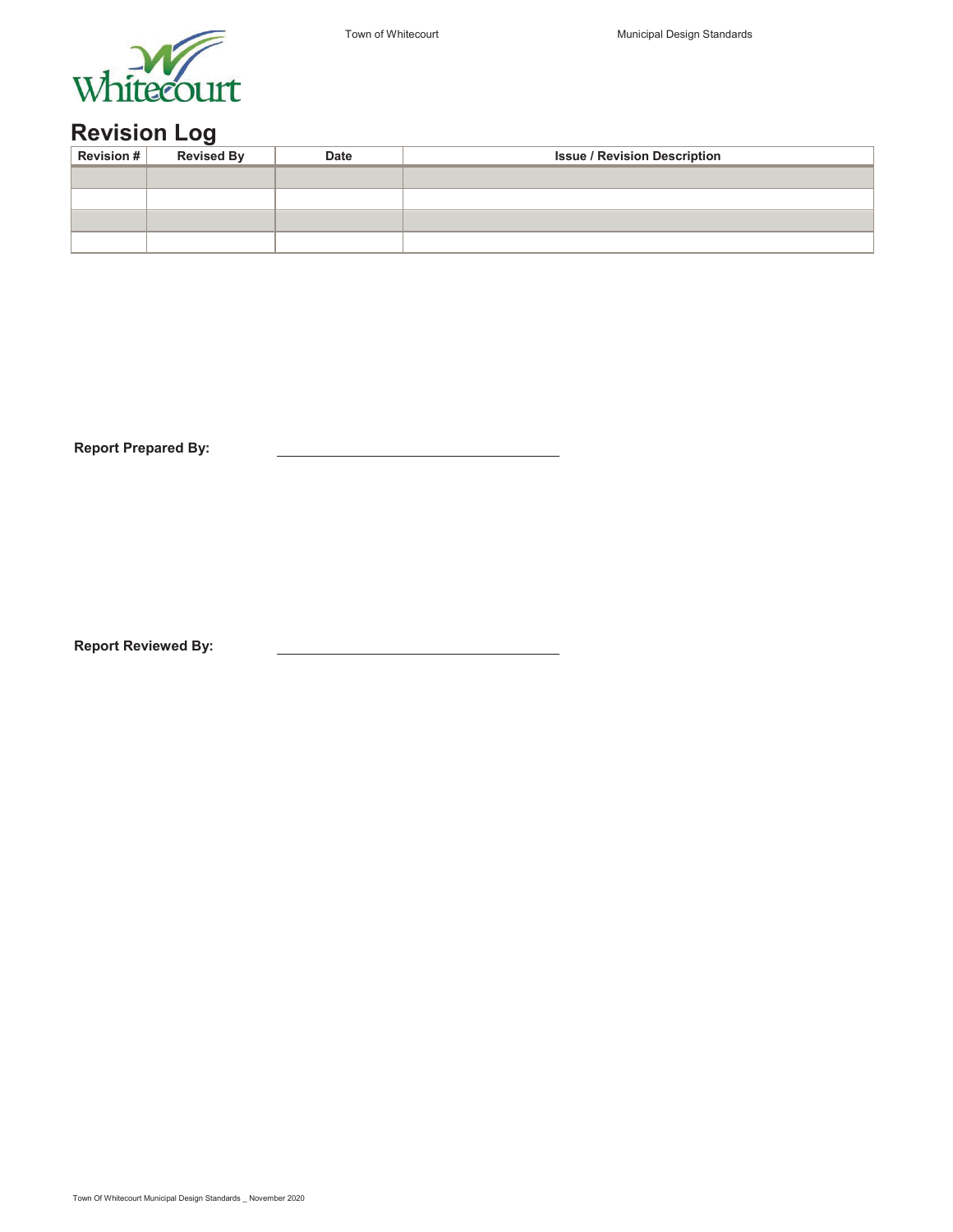# Revision Log

| Revision # | Revised By | Date | Issue / Revision Description |
|---|---|---|---|
| | | | |
| | | | |
| | | | |
| | | | |

**Report Prepared By:** ______________________________

**Report Reviewed By:** ______________________________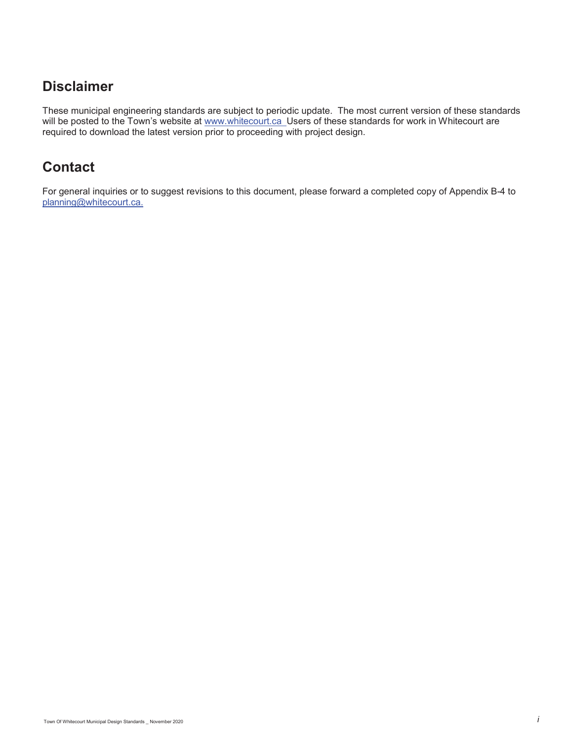## Disclaimer

These municipal engineering standards are subject to periodic update. The most current version of these standards will be posted to the Town's website at www.whitecourt.ca Users of these standards for work in Whitecourt are required to download the latest version prior to proceeding with project design.

## Contact

For general inquiries or to suggest revisions to this document, please forward a completed copy of Appendix B-4 to planning@whitecourt.ca.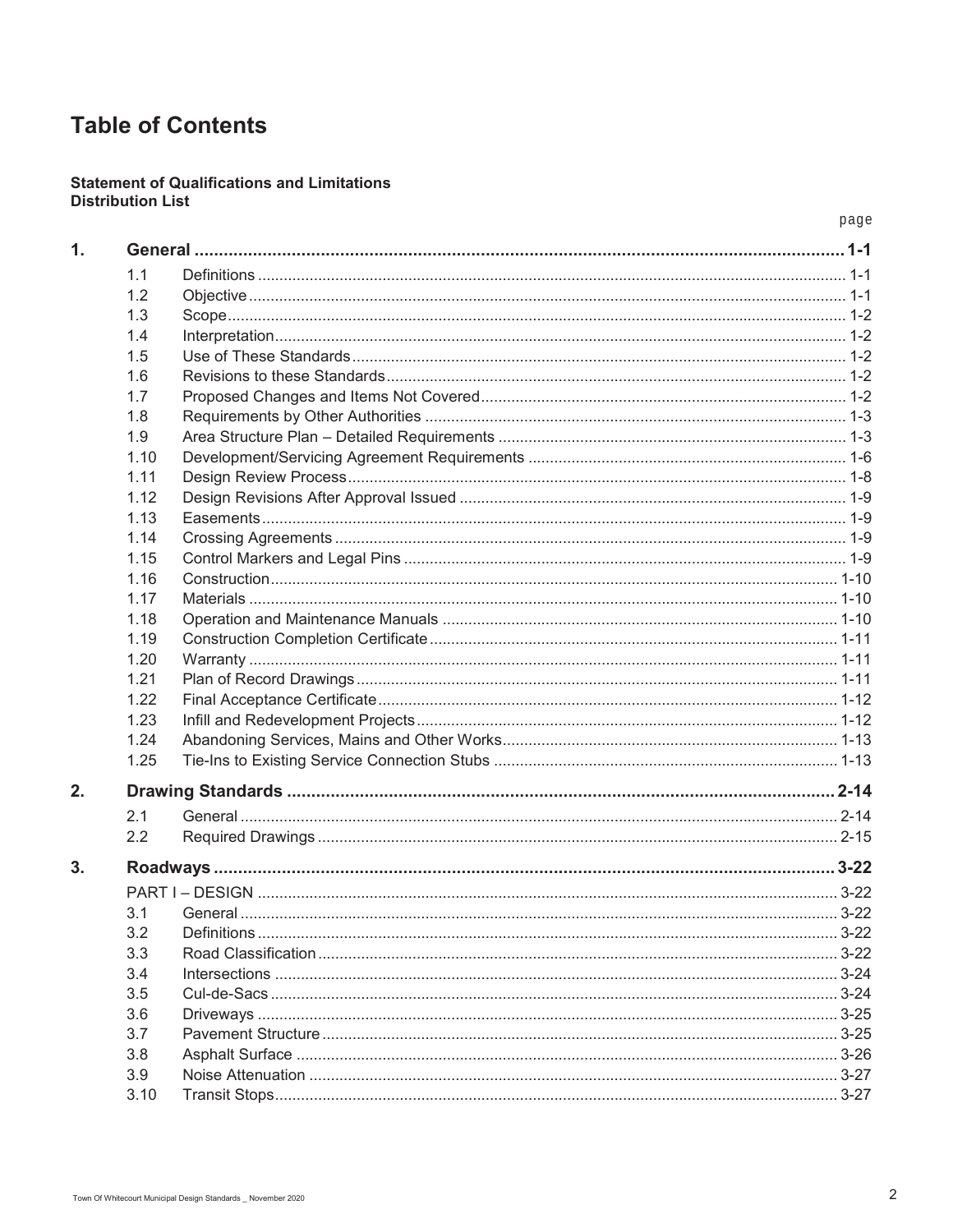# Table of Contents

**Statement of Qualifications and Limitations**
**Distribution List**

| | | | page |
|---|---|---|---|
| **1.** | **General** | | **1-1** |
| | 1.1 | Definitions | 1-1 |
| | 1.2 | Objective | 1-1 |
| | 1.3 | Scope | 1-2 |
| | 1.4 | Interpretation | 1-2 |
| | 1.5 | Use of These Standards | 1-2 |
| | 1.6 | Revisions to these Standards | 1-2 |
| | 1.7 | Proposed Changes and Items Not Covered | 1-2 |
| | 1.8 | Requirements by Other Authorities | 1-3 |
| | 1.9 | Area Structure Plan – Detailed Requirements | 1-3 |
| | 1.10 | Development/Servicing Agreement Requirements | 1-6 |
| | 1.11 | Design Review Process | 1-8 |
| | 1.12 | Design Revisions After Approval Issued | 1-9 |
| | 1.13 | Easements | 1-9 |
| | 1.14 | Crossing Agreements | 1-9 |
| | 1.15 | Control Markers and Legal Pins | 1-9 |
| | 1.16 | Construction | 1-10 |
| | 1.17 | Materials | 1-10 |
| | 1.18 | Operation and Maintenance Manuals | 1-10 |
| | 1.19 | Construction Completion Certificate | 1-11 |
| | 1.20 | Warranty | 1-11 |
| | 1.21 | Plan of Record Drawings | 1-11 |
| | 1.22 | Final Acceptance Certificate | 1-12 |
| | 1.23 | Infill and Redevelopment Projects | 1-12 |
| | 1.24 | Abandoning Services, Mains and Other Works | 1-13 |
| | 1.25 | Tie-Ins to Existing Service Connection Stubs | 1-13 |
| **2.** | **Drawing Standards** | | **2-14** |
| | 2.1 | General | 2-14 |
| | 2.2 | Required Drawings | 2-15 |
| **3.** | **Roadways** | | **3-22** |
| | PART I – DESIGN | | 3-22 |
| | 3.1 | General | 3-22 |
| | 3.2 | Definitions | 3-22 |
| | 3.3 | Road Classification | 3-22 |
| | 3.4 | Intersections | 3-24 |
| | 3.5 | Cul-de-Sacs | 3-24 |
| | 3.6 | Driveways | 3-25 |
| | 3.7 | Pavement Structure | 3-25 |
| | 3.8 | Asphalt Surface | 3-26 |
| | 3.9 | Noise Attenuation | 3-27 |
| | 3.10 | Transit Stops | 3-27 |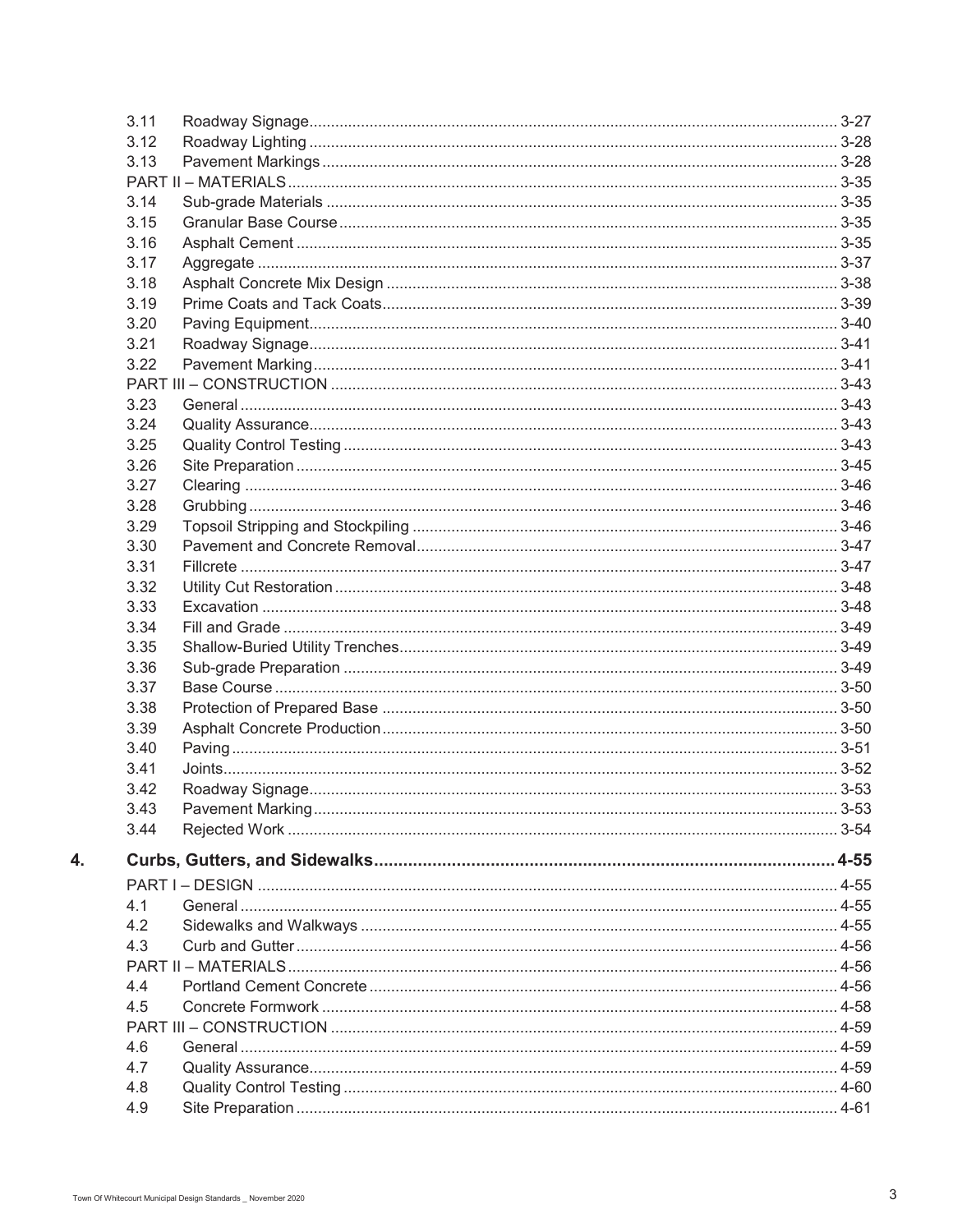| | | |
|---|---|---|
| 3.11 | Roadway Signage | 3-27 |
| 3.12 | Roadway Lighting | 3-28 |
| 3.13 | Pavement Markings | 3-28 |
| | PART II – MATERIALS | 3-35 |
| 3.14 | Sub-grade Materials | 3-35 |
| 3.15 | Granular Base Course | 3-35 |
| 3.16 | Asphalt Cement | 3-35 |
| 3.17 | Aggregate | 3-37 |
| 3.18 | Asphalt Concrete Mix Design | 3-38 |
| 3.19 | Prime Coats and Tack Coats | 3-39 |
| 3.20 | Paving Equipment | 3-40 |
| 3.21 | Roadway Signage | 3-41 |
| 3.22 | Pavement Marking | 3-41 |
| | PART III – CONSTRUCTION | 3-43 |
| 3.23 | General | 3-43 |
| 3.24 | Quality Assurance | 3-43 |
| 3.25 | Quality Control Testing | 3-43 |
| 3.26 | Site Preparation | 3-45 |
| 3.27 | Clearing | 3-46 |
| 3.28 | Grubbing | 3-46 |
| 3.29 | Topsoil Stripping and Stockpiling | 3-46 |
| 3.30 | Pavement and Concrete Removal | 3-47 |
| 3.31 | Fillcrete | 3-47 |
| 3.32 | Utility Cut Restoration | 3-48 |
| 3.33 | Excavation | 3-48 |
| 3.34 | Fill and Grade | 3-49 |
| 3.35 | Shallow-Buried Utility Trenches | 3-49 |
| 3.36 | Sub-grade Preparation | 3-49 |
| 3.37 | Base Course | 3-50 |
| 3.38 | Protection of Prepared Base | 3-50 |
| 3.39 | Asphalt Concrete Production | 3-50 |
| 3.40 | Paving | 3-51 |
| 3.41 | Joints | 3-52 |
| 3.42 | Roadway Signage | 3-53 |
| 3.43 | Pavement Marking | 3-53 |
| 3.44 | Rejected Work | 3-54 |

**4. Curbs, Gutters, and Sidewalks ..... 4-55**

| | | |
|---|---|---|
| | PART I – DESIGN | 4-55 |
| 4.1 | General | 4-55 |
| 4.2 | Sidewalks and Walkways | 4-55 |
| 4.3 | Curb and Gutter | 4-56 |
| | PART II – MATERIALS | 4-56 |
| 4.4 | Portland Cement Concrete | 4-56 |
| 4.5 | Concrete Formwork | 4-58 |
| | PART III – CONSTRUCTION | 4-59 |
| 4.6 | General | 4-59 |
| 4.7 | Quality Assurance | 4-59 |
| 4.8 | Quality Control Testing | 4-60 |
| 4.9 | Site Preparation | 4-61 |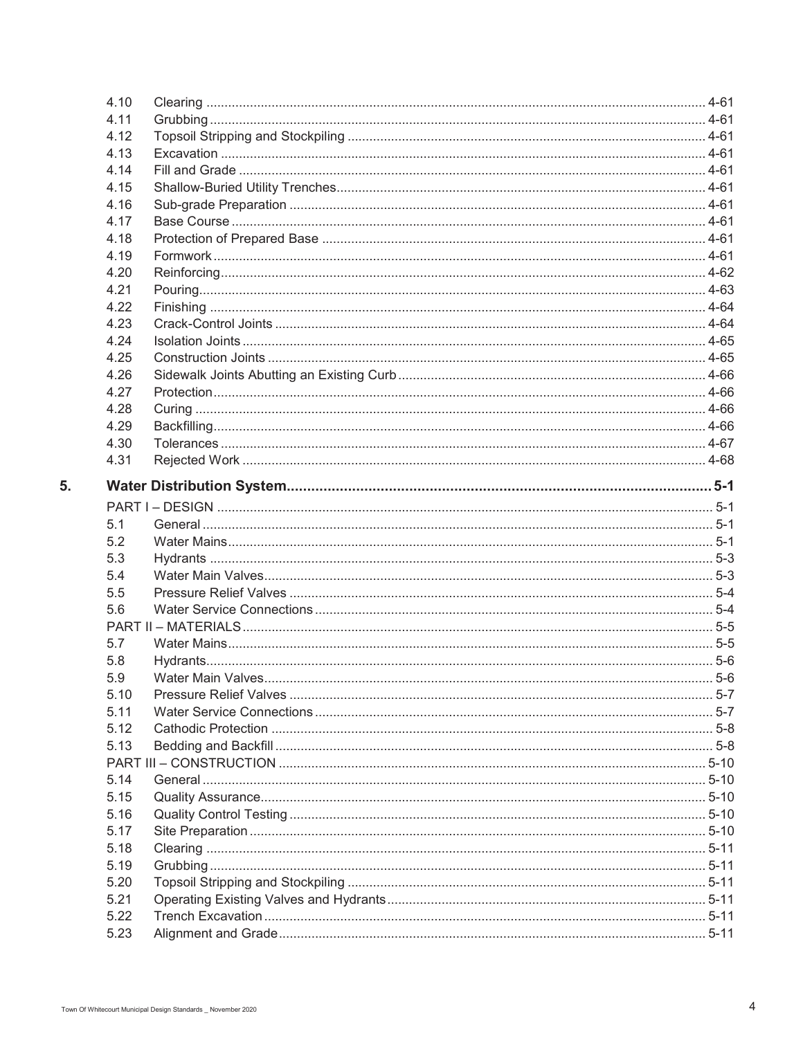| | | |
|---|---|---|
| 4.10 | Clearing | 4-61 |
| 4.11 | Grubbing | 4-61 |
| 4.12 | Topsoil Stripping and Stockpiling | 4-61 |
| 4.13 | Excavation | 4-61 |
| 4.14 | Fill and Grade | 4-61 |
| 4.15 | Shallow-Buried Utility Trenches | 4-61 |
| 4.16 | Sub-grade Preparation | 4-61 |
| 4.17 | Base Course | 4-61 |
| 4.18 | Protection of Prepared Base | 4-61 |
| 4.19 | Formwork | 4-61 |
| 4.20 | Reinforcing | 4-62 |
| 4.21 | Pouring | 4-63 |
| 4.22 | Finishing | 4-64 |
| 4.23 | Crack-Control Joints | 4-64 |
| 4.24 | Isolation Joints | 4-65 |
| 4.25 | Construction Joints | 4-65 |
| 4.26 | Sidewalk Joints Abutting an Existing Curb | 4-66 |
| 4.27 | Protection | 4-66 |
| 4.28 | Curing | 4-66 |
| 4.29 | Backfilling | 4-66 |
| 4.30 | Tolerances | 4-67 |
| 4.31 | Rejected Work | 4-68 |

**5. Water Distribution System ........ 5-1**

| | | |
|---|---|---|
| PART I – DESIGN | | 5-1 |
| 5.1 | General | 5-1 |
| 5.2 | Water Mains | 5-1 |
| 5.3 | Hydrants | 5-3 |
| 5.4 | Water Main Valves | 5-3 |
| 5.5 | Pressure Relief Valves | 5-4 |
| 5.6 | Water Service Connections | 5-4 |
| PART II – MATERIALS | | 5-5 |
| 5.7 | Water Mains | 5-5 |
| 5.8 | Hydrants | 5-6 |
| 5.9 | Water Main Valves | 5-6 |
| 5.10 | Pressure Relief Valves | 5-7 |
| 5.11 | Water Service Connections | 5-7 |
| 5.12 | Cathodic Protection | 5-8 |
| 5.13 | Bedding and Backfill | 5-8 |
| PART III – CONSTRUCTION | | 5-10 |
| 5.14 | General | 5-10 |
| 5.15 | Quality Assurance | 5-10 |
| 5.16 | Quality Control Testing | 5-10 |
| 5.17 | Site Preparation | 5-10 |
| 5.18 | Clearing | 5-11 |
| 5.19 | Grubbing | 5-11 |
| 5.20 | Topsoil Stripping and Stockpiling | 5-11 |
| 5.21 | Operating Existing Valves and Hydrants | 5-11 |
| 5.22 | Trench Excavation | 5-11 |
| 5.23 | Alignment and Grade | 5-11 |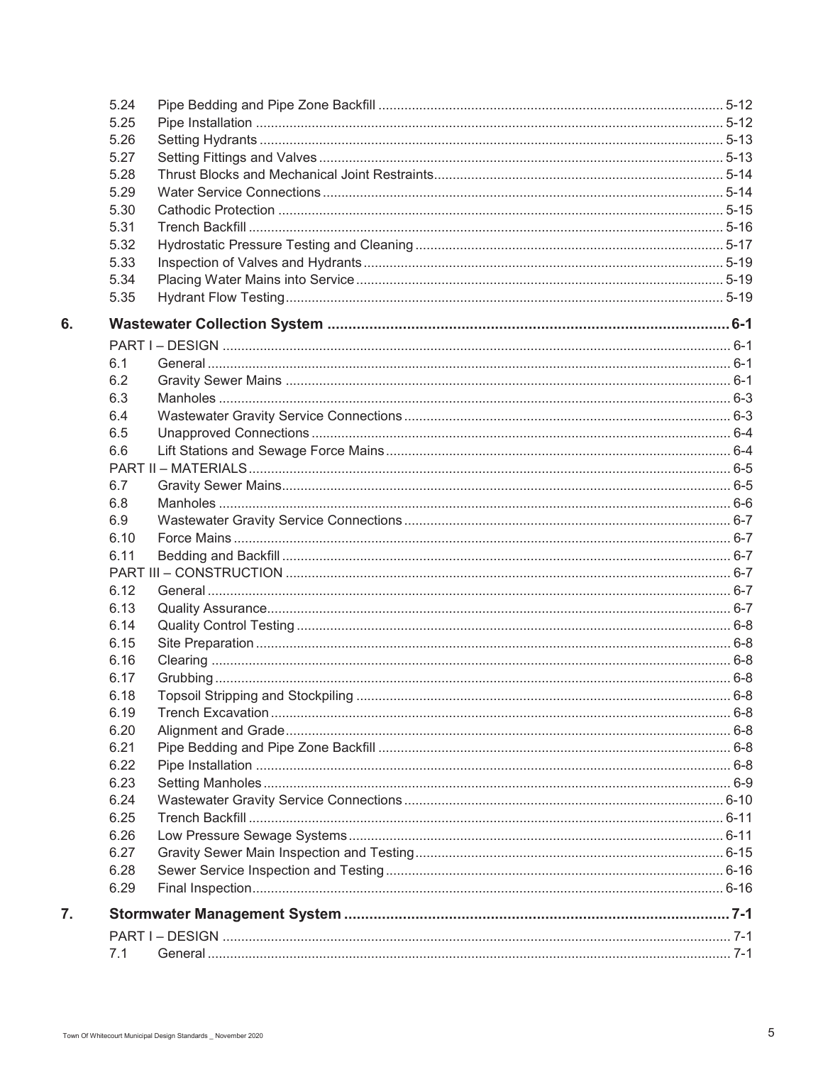| | | |
|---|---|---|
| 5.24 | Pipe Bedding and Pipe Zone Backfill | 5-12 |
| 5.25 | Pipe Installation | 5-12 |
| 5.26 | Setting Hydrants | 5-13 |
| 5.27 | Setting Fittings and Valves | 5-13 |
| 5.28 | Thrust Blocks and Mechanical Joint Restraints | 5-14 |
| 5.29 | Water Service Connections | 5-14 |
| 5.30 | Cathodic Protection | 5-15 |
| 5.31 | Trench Backfill | 5-16 |
| 5.32 | Hydrostatic Pressure Testing and Cleaning | 5-17 |
| 5.33 | Inspection of Valves and Hydrants | 5-19 |
| 5.34 | Placing Water Mains into Service | 5-19 |
| 5.35 | Hydrant Flow Testing | 5-19 |

**6. Wastewater Collection System .......... 6-1**

| | | |
|---|---|---|
| PART I – DESIGN | | 6-1 |
| 6.1 | General | 6-1 |
| 6.2 | Gravity Sewer Mains | 6-1 |
| 6.3 | Manholes | 6-3 |
| 6.4 | Wastewater Gravity Service Connections | 6-3 |
| 6.5 | Unapproved Connections | 6-4 |
| 6.6 | Lift Stations and Sewage Force Mains | 6-4 |
| PART II – MATERIALS | | 6-5 |
| 6.7 | Gravity Sewer Mains | 6-5 |
| 6.8 | Manholes | 6-6 |
| 6.9 | Wastewater Gravity Service Connections | 6-7 |
| 6.10 | Force Mains | 6-7 |
| 6.11 | Bedding and Backfill | 6-7 |
| PART III – CONSTRUCTION | | 6-7 |
| 6.12 | General | 6-7 |
| 6.13 | Quality Assurance | 6-7 |
| 6.14 | Quality Control Testing | 6-8 |
| 6.15 | Site Preparation | 6-8 |
| 6.16 | Clearing | 6-8 |
| 6.17 | Grubbing | 6-8 |
| 6.18 | Topsoil Stripping and Stockpiling | 6-8 |
| 6.19 | Trench Excavation | 6-8 |
| 6.20 | Alignment and Grade | 6-8 |
| 6.21 | Pipe Bedding and Pipe Zone Backfill | 6-8 |
| 6.22 | Pipe Installation | 6-8 |
| 6.23 | Setting Manholes | 6-9 |
| 6.24 | Wastewater Gravity Service Connections | 6-10 |
| 6.25 | Trench Backfill | 6-11 |
| 6.26 | Low Pressure Sewage Systems | 6-11 |
| 6.27 | Gravity Sewer Main Inspection and Testing | 6-15 |
| 6.28 | Sewer Service Inspection and Testing | 6-16 |
| 6.29 | Final Inspection | 6-16 |

**7. Stormwater Management System .......... 7-1**

| | | |
|---|---|---|
| PART I – DESIGN | | 7-1 |
| 7.1 | General | 7-1 |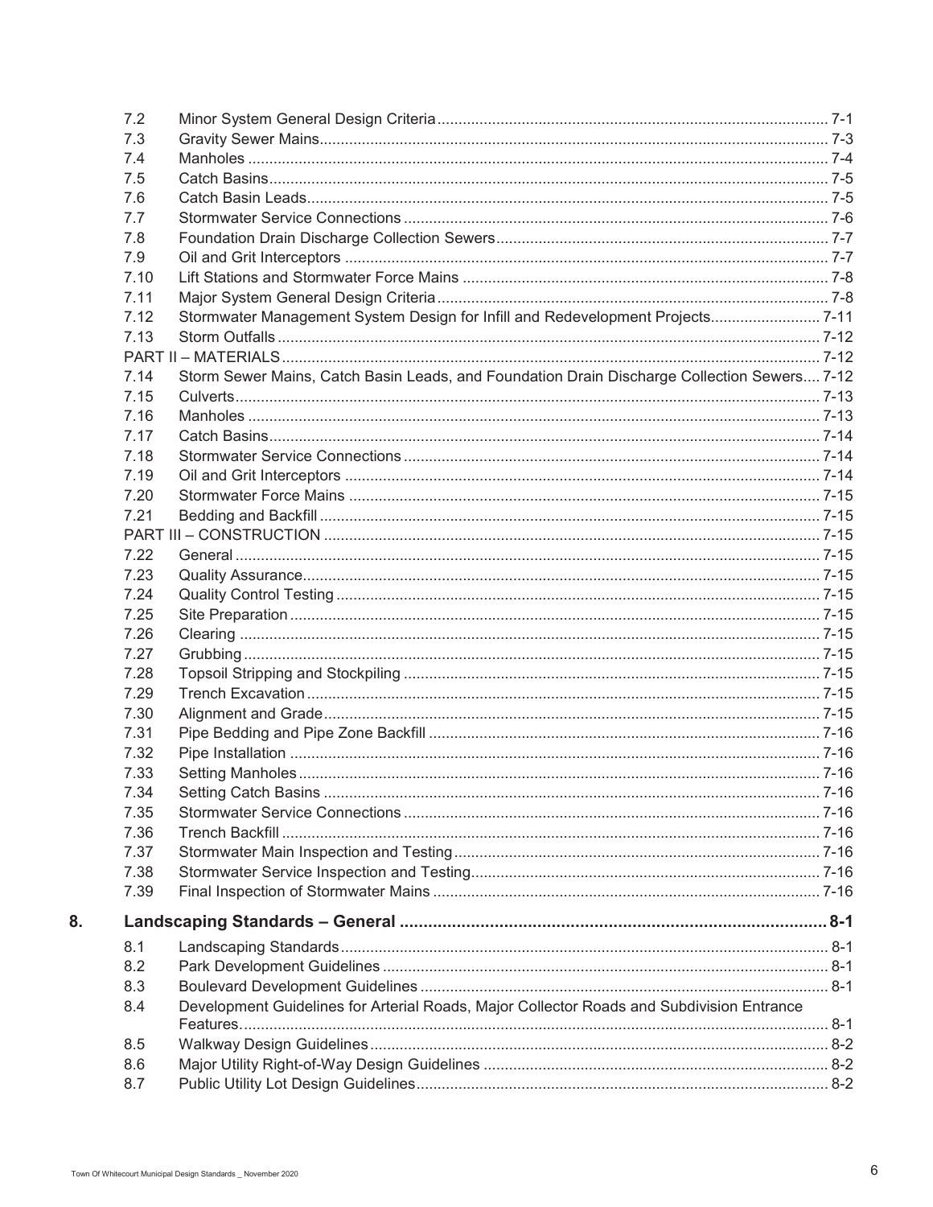| | | |
|---|---|---|
| 7.2 | Minor System General Design Criteria | 7-1 |
| 7.3 | Gravity Sewer Mains | 7-3 |
| 7.4 | Manholes | 7-4 |
| 7.5 | Catch Basins | 7-5 |
| 7.6 | Catch Basin Leads | 7-5 |
| 7.7 | Stormwater Service Connections | 7-6 |
| 7.8 | Foundation Drain Discharge Collection Sewers | 7-7 |
| 7.9 | Oil and Grit Interceptors | 7-7 |
| 7.10 | Lift Stations and Stormwater Force Mains | 7-8 |
| 7.11 | Major System General Design Criteria | 7-8 |
| 7.12 | Stormwater Management System Design for Infill and Redevelopment Projects | 7-11 |
| 7.13 | Storm Outfalls | 7-12 |
| | PART II – MATERIALS | 7-12 |
| 7.14 | Storm Sewer Mains, Catch Basin Leads, and Foundation Drain Discharge Collection Sewers | 7-12 |
| 7.15 | Culverts | 7-13 |
| 7.16 | Manholes | 7-13 |
| 7.17 | Catch Basins | 7-14 |
| 7.18 | Stormwater Service Connections | 7-14 |
| 7.19 | Oil and Grit Interceptors | 7-14 |
| 7.20 | Stormwater Force Mains | 7-15 |
| 7.21 | Bedding and Backfill | 7-15 |
| | PART III – CONSTRUCTION | 7-15 |
| 7.22 | General | 7-15 |
| 7.23 | Quality Assurance | 7-15 |
| 7.24 | Quality Control Testing | 7-15 |
| 7.25 | Site Preparation | 7-15 |
| 7.26 | Clearing | 7-15 |
| 7.27 | Grubbing | 7-15 |
| 7.28 | Topsoil Stripping and Stockpiling | 7-15 |
| 7.29 | Trench Excavation | 7-15 |
| 7.30 | Alignment and Grade | 7-15 |
| 7.31 | Pipe Bedding and Pipe Zone Backfill | 7-16 |
| 7.32 | Pipe Installation | 7-16 |
| 7.33 | Setting Manholes | 7-16 |
| 7.34 | Setting Catch Basins | 7-16 |
| 7.35 | Stormwater Service Connections | 7-16 |
| 7.36 | Trench Backfill | 7-16 |
| 7.37 | Stormwater Main Inspection and Testing | 7-16 |
| 7.38 | Stormwater Service Inspection and Testing | 7-16 |
| 7.39 | Final Inspection of Stormwater Mains | 7-16 |

**8. Landscaping Standards – General ........................................ 8-1**

| | | |
|---|---|---|
| 8.1 | Landscaping Standards | 8-1 |
| 8.2 | Park Development Guidelines | 8-1 |
| 8.3 | Boulevard Development Guidelines | 8-1 |
| 8.4 | Development Guidelines for Arterial Roads, Major Collector Roads and Subdivision Entrance Features. | 8-1 |
| 8.5 | Walkway Design Guidelines | 8-2 |
| 8.6 | Major Utility Right-of-Way Design Guidelines | 8-2 |
| 8.7 | Public Utility Lot Design Guidelines | 8-2 |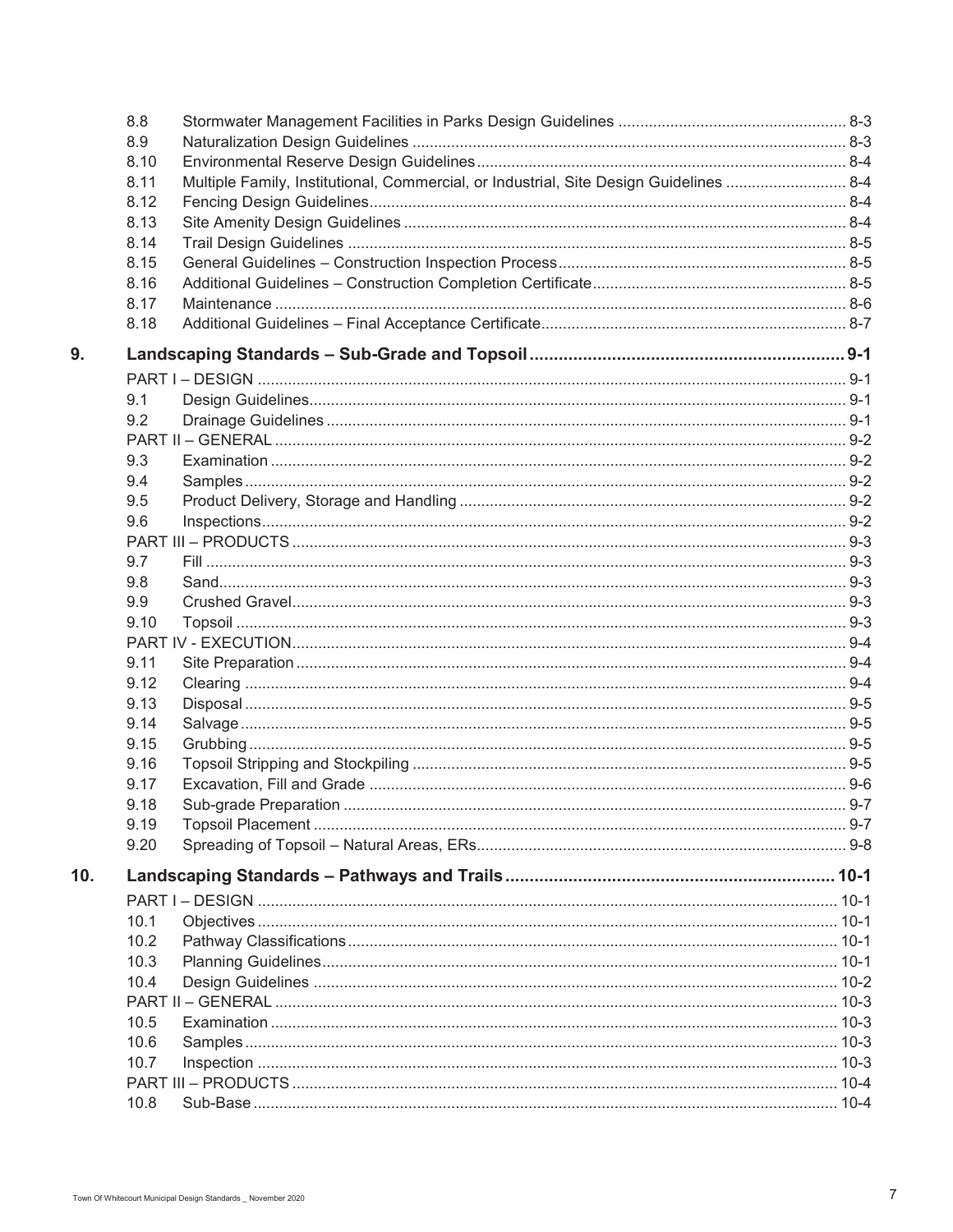| | | |
|---|---|---|
| 8.8 | Stormwater Management Facilities in Parks Design Guidelines | 8-3 |
| 8.9 | Naturalization Design Guidelines | 8-3 |
| 8.10 | Environmental Reserve Design Guidelines | 8-4 |
| 8.11 | Multiple Family, Institutional, Commercial, or Industrial, Site Design Guidelines | 8-4 |
| 8.12 | Fencing Design Guidelines | 8-4 |
| 8.13 | Site Amenity Design Guidelines | 8-4 |
| 8.14 | Trail Design Guidelines | 8-5 |
| 8.15 | General Guidelines – Construction Inspection Process | 8-5 |
| 8.16 | Additional Guidelines – Construction Completion Certificate | 8-5 |
| 8.17 | Maintenance | 8-6 |
| 8.18 | Additional Guidelines – Final Acceptance Certificate | 8-7 |

**9. Landscaping Standards – Sub-Grade and Topsoil ..... 9-1**

| | | |
|---|---|---|
| PART I – DESIGN | | 9-1 |
| 9.1 | Design Guidelines | 9-1 |
| 9.2 | Drainage Guidelines | 9-1 |
| PART II – GENERAL | | 9-2 |
| 9.3 | Examination | 9-2 |
| 9.4 | Samples | 9-2 |
| 9.5 | Product Delivery, Storage and Handling | 9-2 |
| 9.6 | Inspections | 9-2 |
| PART III – PRODUCTS | | 9-3 |
| 9.7 | Fill | 9-3 |
| 9.8 | Sand | 9-3 |
| 9.9 | Crushed Gravel | 9-3 |
| 9.10 | Topsoil | 9-3 |
| PART IV - EXECUTION | | 9-4 |
| 9.11 | Site Preparation | 9-4 |
| 9.12 | Clearing | 9-4 |
| 9.13 | Disposal | 9-5 |
| 9.14 | Salvage | 9-5 |
| 9.15 | Grubbing | 9-5 |
| 9.16 | Topsoil Stripping and Stockpiling | 9-5 |
| 9.17 | Excavation, Fill and Grade | 9-6 |
| 9.18 | Sub-grade Preparation | 9-7 |
| 9.19 | Topsoil Placement | 9-7 |
| 9.20 | Spreading of Topsoil – Natural Areas, ERs | 9-8 |

**10. Landscaping Standards – Pathways and Trails ..... 10-1**

| | | |
|---|---|---|
| PART I – DESIGN | | 10-1 |
| 10.1 | Objectives | 10-1 |
| 10.2 | Pathway Classifications | 10-1 |
| 10.3 | Planning Guidelines | 10-1 |
| 10.4 | Design Guidelines | 10-2 |
| PART II – GENERAL | | 10-3 |
| 10.5 | Examination | 10-3 |
| 10.6 | Samples | 10-3 |
| 10.7 | Inspection | 10-3 |
| PART III – PRODUCTS | | 10-4 |
| 10.8 | Sub-Base | 10-4 |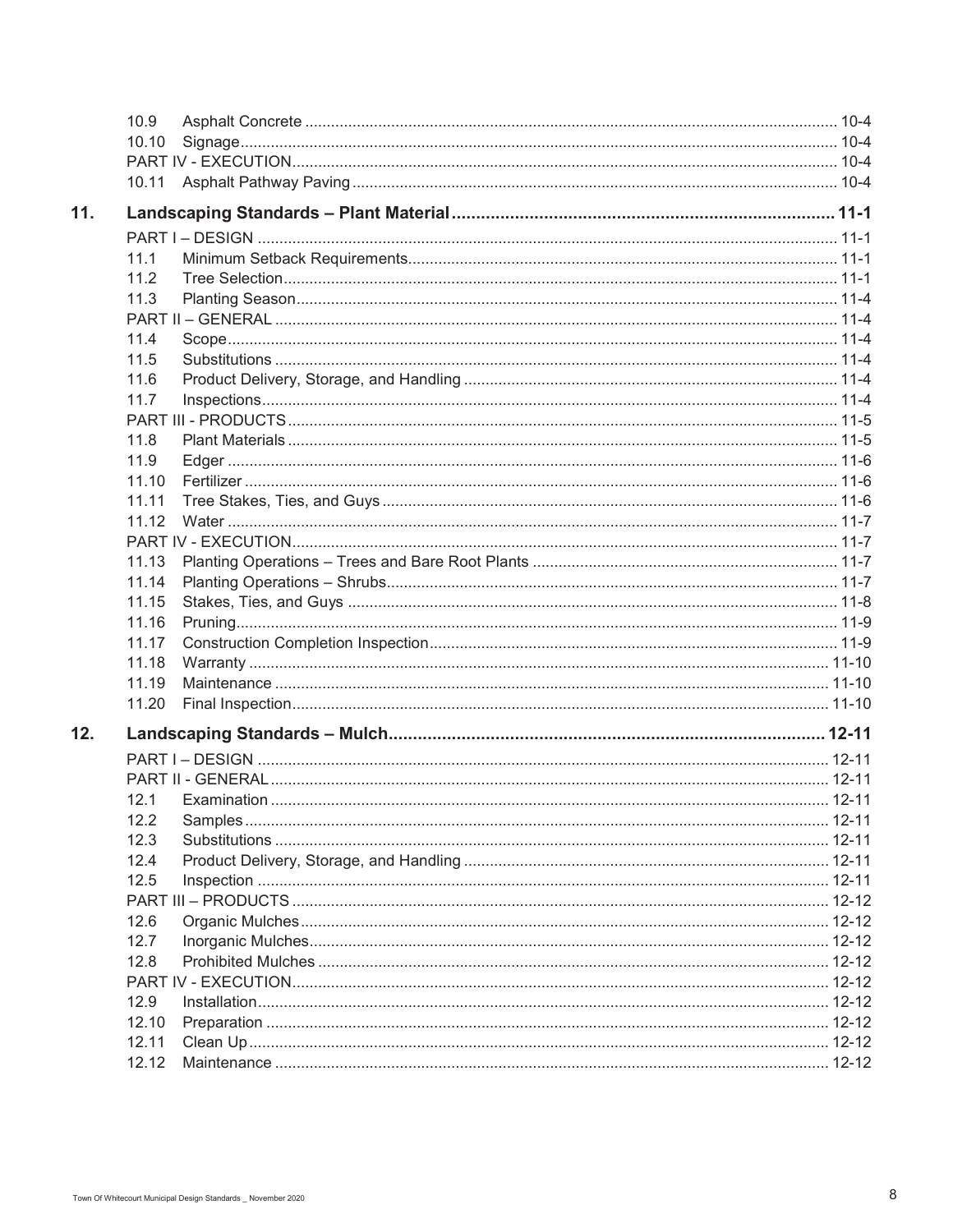| | | |
|---|---|---|
| 10.9 | Asphalt Concrete | 10-4 |
| 10.10 | Signage | 10-4 |
| PART IV - EXECUTION | | 10-4 |
| 10.11 | Asphalt Pathway Paving | 10-4 |

**11. Landscaping Standards – Plant Material ..... 11-1**

| | | |
|---|---|---|
| PART I – DESIGN | | 11-1 |
| 11.1 | Minimum Setback Requirements | 11-1 |
| 11.2 | Tree Selection | 11-1 |
| 11.3 | Planting Season | 11-4 |
| PART II – GENERAL | | 11-4 |
| 11.4 | Scope | 11-4 |
| 11.5 | Substitutions | 11-4 |
| 11.6 | Product Delivery, Storage, and Handling | 11-4 |
| 11.7 | Inspections | 11-4 |
| PART III - PRODUCTS | | 11-5 |
| 11.8 | Plant Materials | 11-5 |
| 11.9 | Edger | 11-6 |
| 11.10 | Fertilizer | 11-6 |
| 11.11 | Tree Stakes, Ties, and Guys | 11-6 |
| 11.12 | Water | 11-7 |
| PART IV - EXECUTION | | 11-7 |
| 11.13 | Planting Operations – Trees and Bare Root Plants | 11-7 |
| 11.14 | Planting Operations – Shrubs | 11-7 |
| 11.15 | Stakes, Ties, and Guys | 11-8 |
| 11.16 | Pruning | 11-9 |
| 11.17 | Construction Completion Inspection | 11-9 |
| 11.18 | Warranty | 11-10 |
| 11.19 | Maintenance | 11-10 |
| 11.20 | Final Inspection | 11-10 |

**12. Landscaping Standards – Mulch ..... 12-11**

| | | |
|---|---|---|
| PART I – DESIGN | | 12-11 |
| PART II - GENERAL | | 12-11 |
| 12.1 | Examination | 12-11 |
| 12.2 | Samples | 12-11 |
| 12.3 | Substitutions | 12-11 |
| 12.4 | Product Delivery, Storage, and Handling | 12-11 |
| 12.5 | Inspection | 12-11 |
| PART III – PRODUCTS | | 12-12 |
| 12.6 | Organic Mulches | 12-12 |
| 12.7 | Inorganic Mulches | 12-12 |
| 12.8 | Prohibited Mulches | 12-12 |
| PART IV - EXECUTION | | 12-12 |
| 12.9 | Installation | 12-12 |
| 12.10 | Preparation | 12-12 |
| 12.11 | Clean Up | 12-12 |
| 12.12 | Maintenance | 12-12 |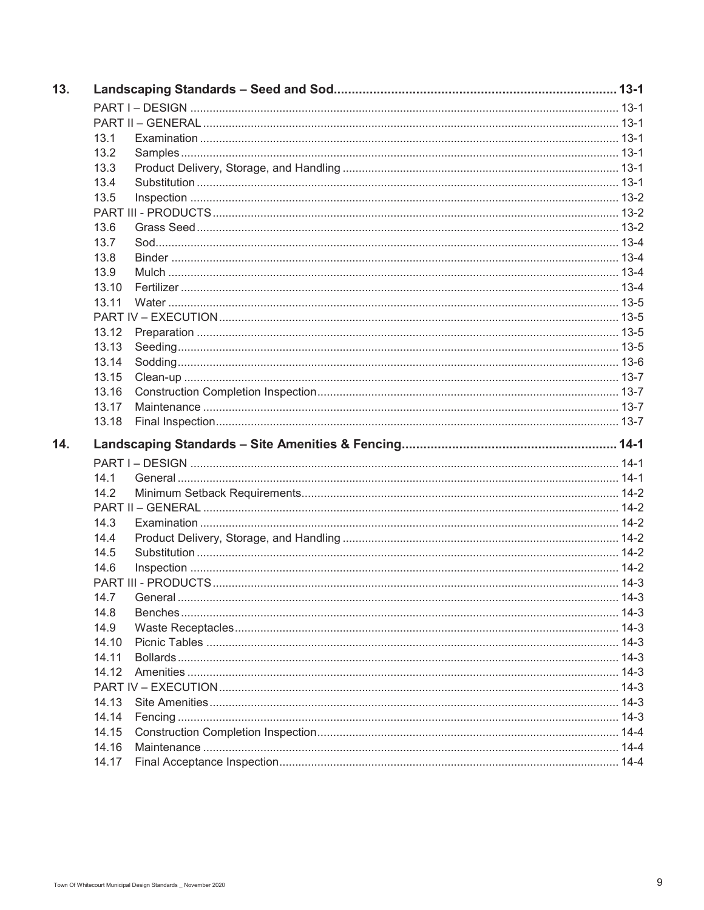| | | |
|---|---|---|
| **13.** | **Landscaping Standards – Seed and Sod** | **13-1** |
| | PART I – DESIGN | 13-1 |
| | PART II – GENERAL | 13-1 |
| 13.1 | Examination | 13-1 |
| 13.2 | Samples | 13-1 |
| 13.3 | Product Delivery, Storage, and Handling | 13-1 |
| 13.4 | Substitution | 13-1 |
| 13.5 | Inspection | 13-2 |
| | PART III - PRODUCTS | 13-2 |
| 13.6 | Grass Seed | 13-2 |
| 13.7 | Sod | 13-4 |
| 13.8 | Binder | 13-4 |
| 13.9 | Mulch | 13-4 |
| 13.10 | Fertilizer | 13-4 |
| 13.11 | Water | 13-5 |
| | PART IV – EXECUTION | 13-5 |
| 13.12 | Preparation | 13-5 |
| 13.13 | Seeding | 13-5 |
| 13.14 | Sodding | 13-6 |
| 13.15 | Clean-up | 13-7 |
| 13.16 | Construction Completion Inspection | 13-7 |
| 13.17 | Maintenance | 13-7 |
| 13.18 | Final Inspection | 13-7 |
| **14.** | **Landscaping Standards – Site Amenities & Fencing** | **14-1** |
| | PART I – DESIGN | 14-1 |
| 14.1 | General | 14-1 |
| 14.2 | Minimum Setback Requirements | 14-2 |
| | PART II – GENERAL | 14-2 |
| 14.3 | Examination | 14-2 |
| 14.4 | Product Delivery, Storage, and Handling | 14-2 |
| 14.5 | Substitution | 14-2 |
| 14.6 | Inspection | 14-2 |
| | PART III - PRODUCTS | 14-3 |
| 14.7 | General | 14-3 |
| 14.8 | Benches | 14-3 |
| 14.9 | Waste Receptacles | 14-3 |
| 14.10 | Picnic Tables | 14-3 |
| 14.11 | Bollards | 14-3 |
| 14.12 | Amenities | 14-3 |
| | PART IV – EXECUTION | 14-3 |
| 14.13 | Site Amenities | 14-3 |
| 14.14 | Fencing | 14-3 |
| 14.15 | Construction Completion Inspection | 14-4 |
| 14.16 | Maintenance | 14-4 |
| 14.17 | Final Acceptance Inspection | 14-4 |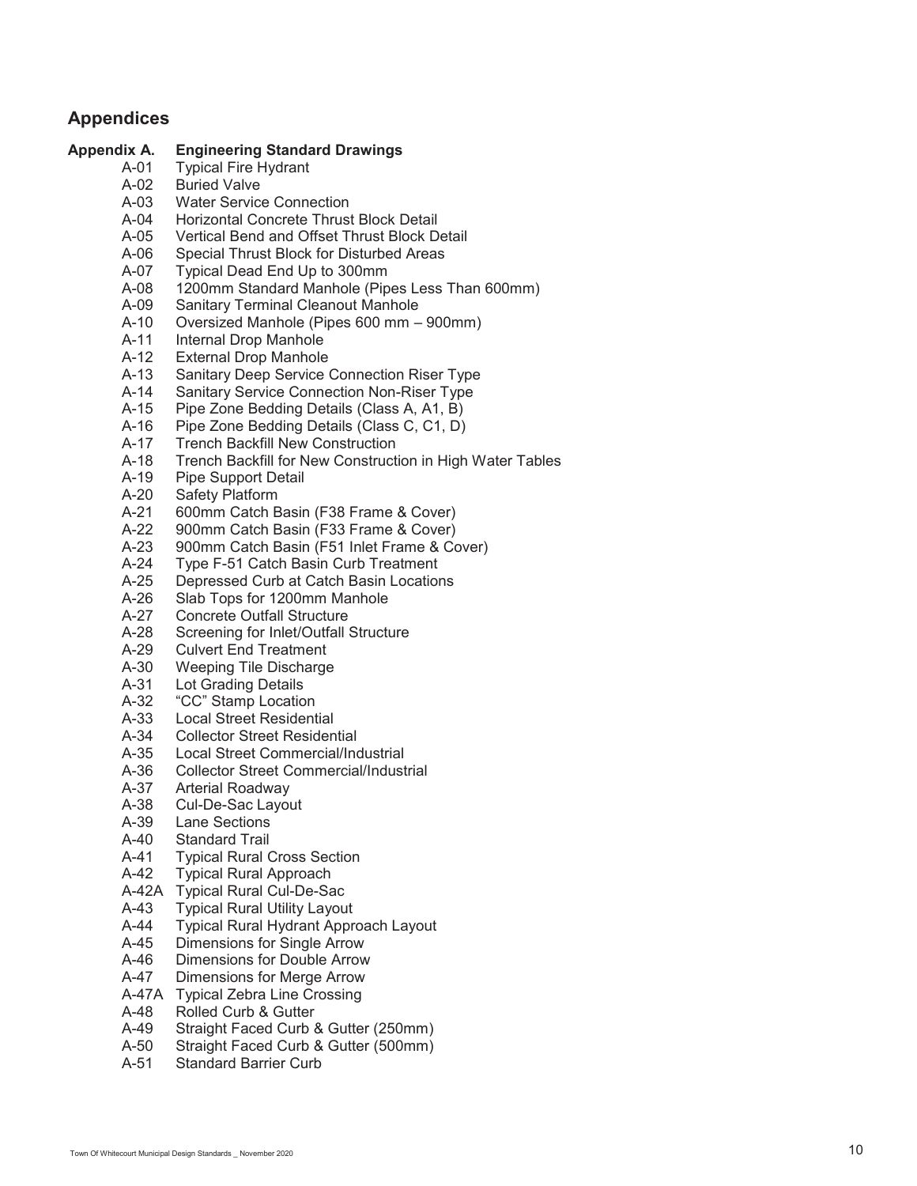## Appendices

**Appendix A. Engineering Standard Drawings**

- A-01 Typical Fire Hydrant
- A-02 Buried Valve
- A-03 Water Service Connection
- A-04 Horizontal Concrete Thrust Block Detail
- A-05 Vertical Bend and Offset Thrust Block Detail
- A-06 Special Thrust Block for Disturbed Areas
- A-07 Typical Dead End Up to 300mm
- A-08 1200mm Standard Manhole (Pipes Less Than 600mm)
- A-09 Sanitary Terminal Cleanout Manhole
- A-10 Oversized Manhole (Pipes 600 mm – 900mm)
- A-11 Internal Drop Manhole
- A-12 External Drop Manhole
- A-13 Sanitary Deep Service Connection Riser Type
- A-14 Sanitary Service Connection Non-Riser Type
- A-15 Pipe Zone Bedding Details (Class A, A1, B)
- A-16 Pipe Zone Bedding Details (Class C, C1, D)
- A-17 Trench Backfill New Construction
- A-18 Trench Backfill for New Construction in High Water Tables
- A-19 Pipe Support Detail
- A-20 Safety Platform
- A-21 600mm Catch Basin (F38 Frame & Cover)
- A-22 900mm Catch Basin (F33 Frame & Cover)
- A-23 900mm Catch Basin (F51 Inlet Frame & Cover)
- A-24 Type F-51 Catch Basin Curb Treatment
- A-25 Depressed Curb at Catch Basin Locations
- A-26 Slab Tops for 1200mm Manhole
- A-27 Concrete Outfall Structure
- A-28 Screening for Inlet/Outfall Structure
- A-29 Culvert End Treatment
- A-30 Weeping Tile Discharge
- A-31 Lot Grading Details
- A-32 "CC" Stamp Location
- A-33 Local Street Residential
- A-34 Collector Street Residential
- A-35 Local Street Commercial/Industrial
- A-36 Collector Street Commercial/Industrial
- A-37 Arterial Roadway
- A-38 Cul-De-Sac Layout
- A-39 Lane Sections
- A-40 Standard Trail
- A-41 Typical Rural Cross Section
- A-42 Typical Rural Approach
- A-42A Typical Rural Cul-De-Sac
- A-43 Typical Rural Utility Layout
- A-44 Typical Rural Hydrant Approach Layout
- A-45 Dimensions for Single Arrow
- A-46 Dimensions for Double Arrow
- A-47 Dimensions for Merge Arrow
- A-47A Typical Zebra Line Crossing
- A-48 Rolled Curb & Gutter
- A-49 Straight Faced Curb & Gutter (250mm)
- A-50 Straight Faced Curb & Gutter (500mm)
- A-51 Standard Barrier Curb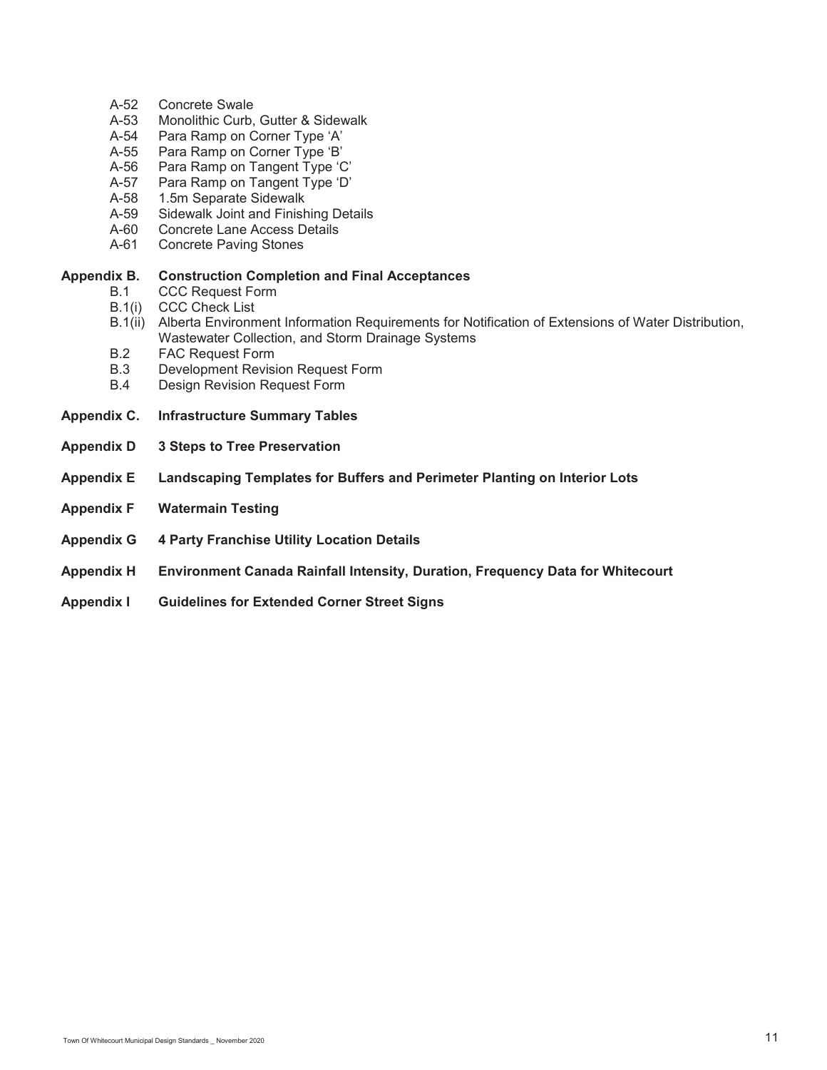A-52 Concrete Swale
A-53 Monolithic Curb, Gutter & Sidewalk
A-54 Para Ramp on Corner Type 'A'
A-55 Para Ramp on Corner Type 'B'
A-56 Para Ramp on Tangent Type 'C'
A-57 Para Ramp on Tangent Type 'D'
A-58 1.5m Separate Sidewalk
A-59 Sidewalk Joint and Finishing Details
A-60 Concrete Lane Access Details
A-61 Concrete Paving Stones

**Appendix B. Construction Completion and Final Acceptances**

B.1 CCC Request Form
B.1(i) CCC Check List
B.1(ii) Alberta Environment Information Requirements for Notification of Extensions of Water Distribution, Wastewater Collection, and Storm Drainage Systems
B.2 FAC Request Form
B.3 Development Revision Request Form
B.4 Design Revision Request Form

**Appendix C. Infrastructure Summary Tables**

**Appendix D 3 Steps to Tree Preservation**

**Appendix E Landscaping Templates for Buffers and Perimeter Planting on Interior Lots**

**Appendix F Watermain Testing**

**Appendix G 4 Party Franchise Utility Location Details**

**Appendix H Environment Canada Rainfall Intensity, Duration, Frequency Data for Whitecourt**

**Appendix I Guidelines for Extended Corner Street Signs**